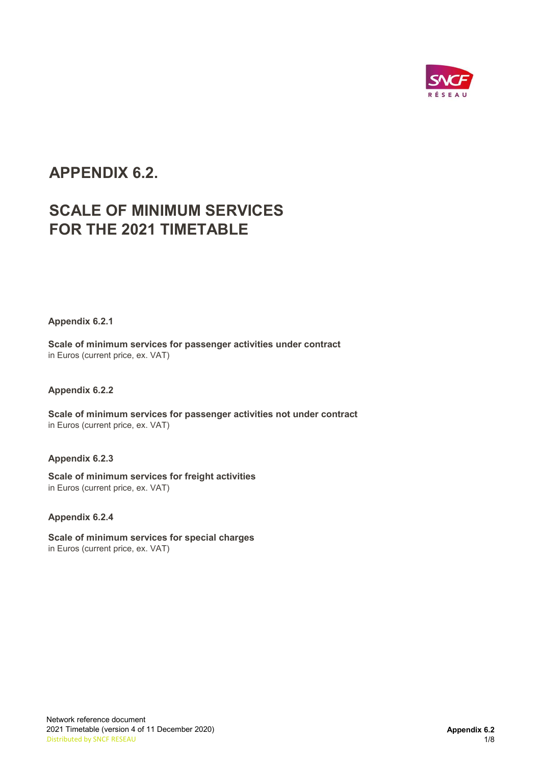# APPENDIX 6.2.

# SCALE OF MINIMUM SERVICES FOR THE 2021 TIMETABLE

**Appendix 6.2.1**

**Scale of minimum services for passenger activities under contract**
in Euros (current price, ex. VAT)

**Appendix 6.2.2**

**Scale of minimum services for passenger activities not under contract**
in Euros (current price, ex. VAT)

**Appendix 6.2.3**

**Scale of minimum services for freight activities**
in Euros (current price, ex. VAT)

**Appendix 6.2.4**

**Scale of minimum services for special charges**
in Euros (current price, ex. VAT)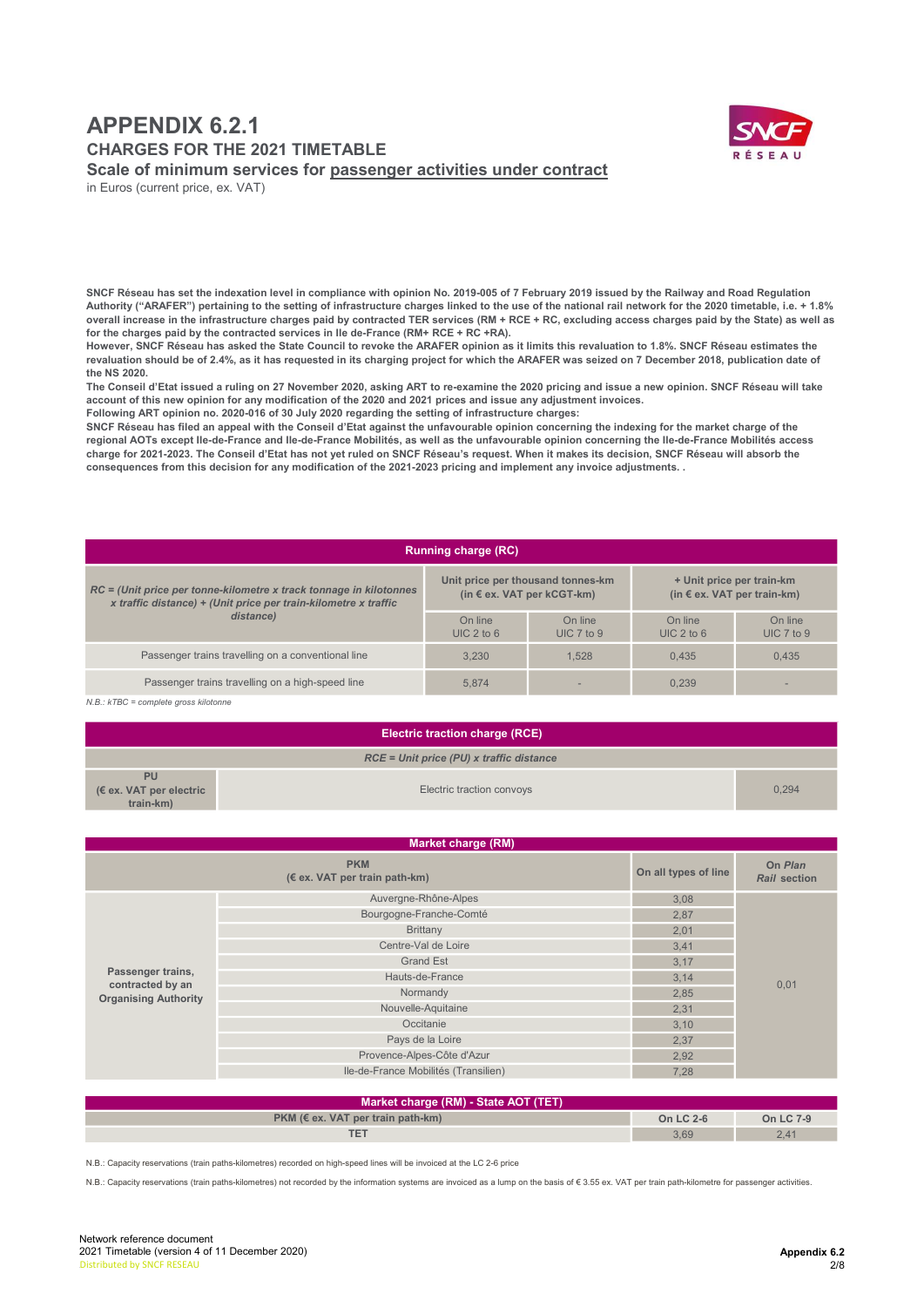# APPENDIX 6.2.1

## CHARGES FOR THE 2021 TIMETABLE

### Scale of minimum services for passenger activities under contract

in Euros (current price, ex. VAT)

**SNCF Réseau has set the indexation level in compliance with opinion No. 2019-005 of 7 February 2019 issued by the Railway and Road Regulation Authority ("ARAFER") pertaining to the setting of infrastructure charges linked to the use of the national rail network for the 2020 timetable, i.e. + 1.8% overall increase in the infrastructure charges paid by contracted TER services (RM + RCE + RC, excluding access charges paid by the State) as well as for the charges paid by the contracted services in Ile de-France (RM+ RCE + RC +RA).**
**However, SNCF Réseau has asked the State Council to revoke the ARAFER opinion as it limits this revaluation to 1.8%. SNCF Réseau estimates the revaluation should be of 2.4%, as it has requested in its charging project for which the ARAFER was seized on 7 December 2018, publication date of the NS 2020.**
**The Conseil d'Etat issued a ruling on 27 November 2020, asking ART to re-examine the 2020 pricing and issue a new opinion. SNCF Réseau will take account of this new opinion for any modification of the 2020 and 2021 prices and issue any adjustment invoices.**
**Following ART opinion no. 2020-016 of 30 July 2020 regarding the setting of infrastructure charges:**
**SNCF Réseau has filed an appeal with the Conseil d'Etat against the unfavourable opinion concerning the indexing for the market charge of the regional AOTs except Ile-de-France and Ile-de-France Mobilités, as well as the unfavourable opinion concerning the Ile-de-France Mobilités access charge for 2021-2023. The Conseil d'Etat has not yet ruled on SNCF Réseau's request. When it makes its decision, SNCF Réseau will absorb the consequences from this decision for any modification of the 2021-2023 pricing and implement any invoice adjustments. .**

**Running charge (RC)**

| *RC = (Unit price per tonne-kilometre x track tonnage in kilotonnes x traffic distance) + (Unit price per train-kilometre x traffic distance)* | Unit price per thousand tonnes-km (in € ex. VAT per kCGT-km) | | + Unit price per train-km (in € ex. VAT per train-km) | |
|---|---|---|---|---|
| | On line UIC 2 to 6 | On line UIC 7 to 9 | On line UIC 2 to 6 | On line UIC 7 to 9 |
| Passenger trains travelling on a conventional line | 3,230 | 1,528 | 0,435 | 0,435 |
| Passenger trains travelling on a high-speed line | 5,874 | - | 0,239 | - |

*N.B.: kTBC = complete gross kilotonne*

**Electric traction charge (RCE)**

| *RCE = Unit price (PU) x traffic distance* | | |
|---|---|---|
| **PU (€ ex. VAT per electric train-km)** | Electric traction convoys | 0,294 |

**Market charge (RM)**

| **PKM (€ ex. VAT per train path-km)** | | **On all types of line** | **On *Plan Rail* section** |
|---|---|---|---|
| **Passenger trains, contracted by an Organising Authority** | Auvergne-Rhône-Alpes | 3,08 | 0,01 |
| | Bourgogne-Franche-Comté | 2,87 | |
| | Brittany | 2,01 | |
| | Centre-Val de Loire | 3,41 | |
| | Grand Est | 3,17 | |
| | Hauts-de-France | 3,14 | |
| | Normandy | 2,85 | |
| | Nouvelle-Aquitaine | 2,31 | |
| | Occitanie | 3,10 | |
| | Pays de la Loire | 2,37 | |
| | Provence-Alpes-Côte d'Azur | 2,92 | |
| | Ile-de-France Mobilités (Transilien) | 7,28 | |

**Market charge (RM) - State AOT (TET)**

| **PKM (€ ex. VAT per train path-km)** | **On LC 2-6** | **On LC 7-9** |
|---|---|---|
| **TET** | 3,69 | 2,41 |

N.B.: Capacity reservations (train paths-kilometres) recorded on high-speed lines will be invoiced at the LC 2-6 price

N.B.: Capacity reservations (train paths-kilometres) not recorded by the information systems are invoiced as a lump on the basis of € 3.55 ex. VAT per train path-kilometre for passenger activities.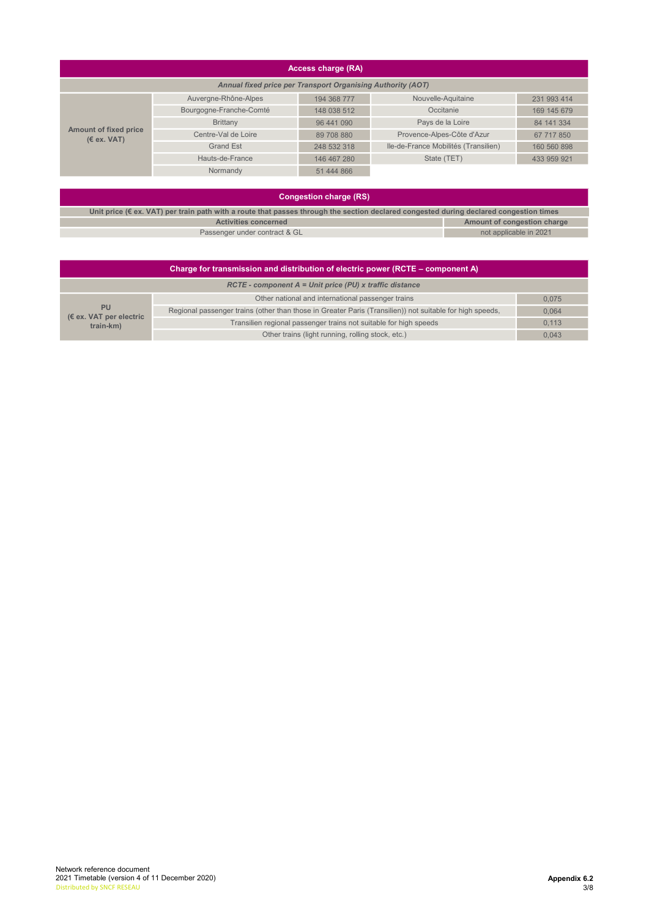## Access charge (RA)

*Annual fixed price per Transport Organising Authority (AOT)*

| Amount of fixed price (€ ex. VAT) | | | | |
|---|---|---|---|---|
| | Auvergne-Rhône-Alpes | 194 368 777 | Nouvelle-Aquitaine | 231 993 414 |
| | Bourgogne-Franche-Comté | 148 038 512 | Occitanie | 169 145 679 |
| | Brittany | 96 441 090 | Pays de la Loire | 84 141 334 |
| | Centre-Val de Loire | 89 708 880 | Provence-Alpes-Côte d'Azur | 67 717 850 |
| | Grand Est | 248 532 318 | Ile-de-France Mobilités (Transilien) | 160 560 898 |
| | Hauts-de-France | 146 467 280 | State (TET) | 433 959 921 |
| | Normandy | 51 444 866 | | |

## Congestion charge (RS)

**Unit price (€ ex. VAT) per train path with a route that passes through the section declared congested during declared congestion times**

| Activities concerned | Amount of congestion charge |
|---|---|
| Passenger under contract & GL | not applicable in 2021 |

## Charge for transmission and distribution of electric power (RCTE – component A)

*RCTE - component A = Unit price (PU) x traffic distance*

| PU (€ ex. VAT per electric train-km) | | |
|---|---|---|
| | Other national and international passenger trains | 0,075 |
| | Regional passenger trains (other than those in Greater Paris (Transilien)) not suitable for high speeds, | 0,064 |
| | Transilien regional passenger trains not suitable for high speeds | 0,113 |
| | Other trains (light running, rolling stock, etc.) | 0,043 |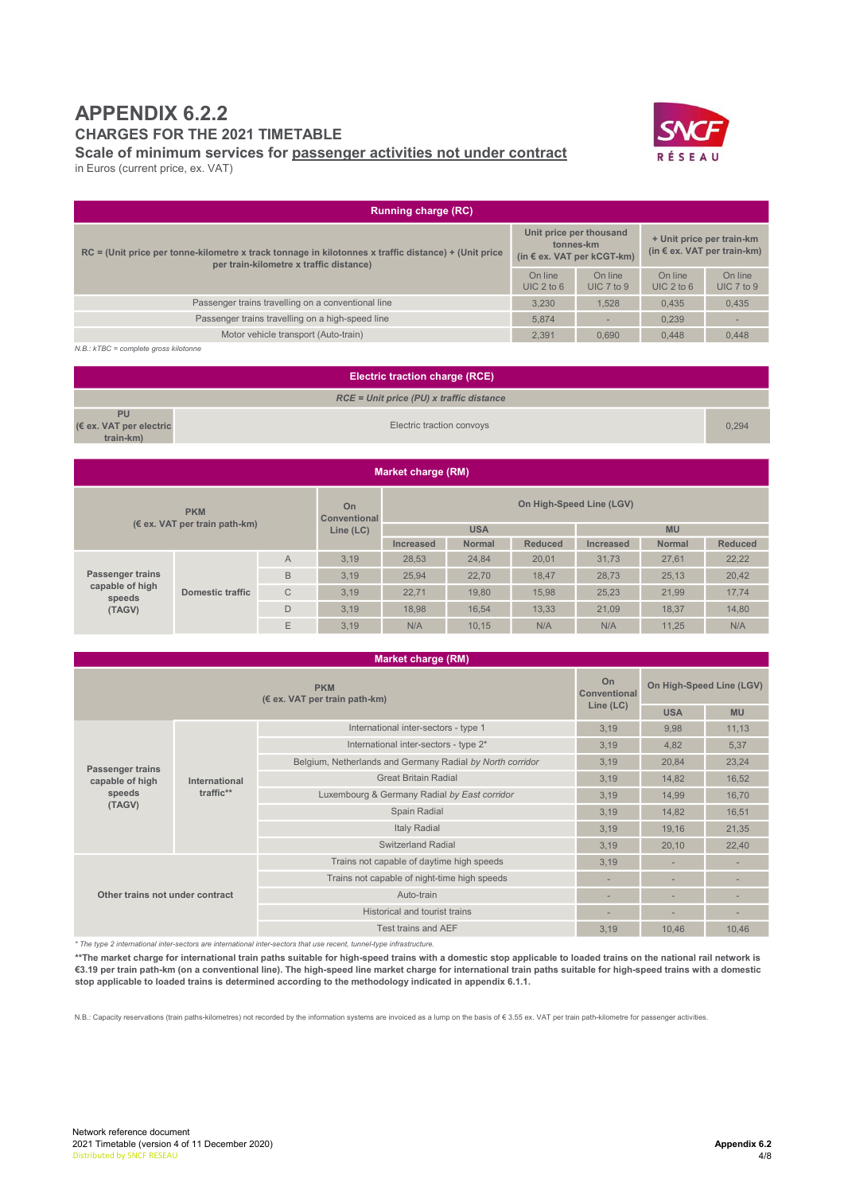# APPENDIX 6.2.2

## CHARGES FOR THE 2021 TIMETABLE

### Scale of minimum services for passenger activities not under contract

in Euros (current price, ex. VAT)

| Running charge (RC) | | | | |
|---|---|---|---|---|
| **RC = (Unit price per tonne-kilometre x track tonnage in kilotonnes x traffic distance) + (Unit price per train-kilometre x traffic distance)** | **Unit price per thousand tonnes-km (in € ex. VAT per kCGT-km)** | | **+ Unit price per train-km (in € ex. VAT per train-km)** | |
| | On line UIC 2 to 6 | On line UIC 7 to 9 | On line UIC 2 to 6 | On line UIC 7 to 9 |
| Passenger trains travelling on a conventional line | 3,230 | 1,528 | 0,435 | 0,435 |
| Passenger trains travelling on a high-speed line | 5,874 | - | 0,239 | - |
| Motor vehicle transport (Auto-train) | 2,391 | 0,690 | 0,448 | 0,448 |

*N.B.: kTBC = complete gross kilotonne*

| Electric traction charge (RCE) | | |
|---|---|---|
| *RCE = Unit price (PU) x traffic distance* | | |
| **PU (€ ex. VAT per electric train-km)** | Electric traction convoys | 0,294 |

| Market charge (RM) | | | | | | | | | | |
|---|---|---|---|---|---|---|---|---|---|---|
| **PKM (€ ex. VAT per train path-km)** | | | **On Conventional Line (LC)** | **On High-Speed Line (LGV)** | | | | | | |
| | | | | **USA** | | | **MU** | | | |
| | | | | **Increased** | **Normal** | **Reduced** | **Increased** | **Normal** | **Reduced** |
| **Passenger trains capable of high speeds (TAGV)** | **Domestic traffic** | A | 3,19 | 28,53 | 24,84 | 20,01 | 31,73 | 27,61 | 22,22 |
| | | B | 3,19 | 25,94 | 22,70 | 18,47 | 28,73 | 25,13 | 20,42 |
| | | C | 3,19 | 22,71 | 19,80 | 15,98 | 25,23 | 21,99 | 17,74 |
| | | D | 3,19 | 18,98 | 16,54 | 13,33 | 21,09 | 18,37 | 14,80 |
| | | E | 3,19 | N/A | 10,15 | N/A | N/A | 11,25 | N/A |

| Market charge (RM) | | | | | |
|---|---|---|---|---|---|
| **PKM (€ ex. VAT per train path-km)** | | | **On Conventional Line (LC)** | **On High-Speed Line (LGV)** | |
| | | | | **USA** | **MU** |
| **Passenger trains capable of high speeds (TAGV)** | **International traffic**\*\* | International inter-sectors - type 1 | 3,19 | 9,98 | 11,13 |
| | | International inter-sectors - type 2* | 3,19 | 4,82 | 5,37 |
| | | Belgium, Netherlands and Germany Radial *by North corridor* | 3,19 | 20,84 | 23,24 |
| | | Great Britain Radial | 3,19 | 14,82 | 16,52 |
| | | Luxembourg & Germany Radial *by East corridor* | 3,19 | 14,99 | 16,70 |
| | | Spain Radial | 3,19 | 14,82 | 16,51 |
| | | Italy Radial | 3,19 | 19,16 | 21,35 |
| | | Switzerland Radial | 3,19 | 20,10 | 22,40 |
| **Other trains not under contract** | | Trains not capable of daytime high speeds | 3,19 | - | - |
| | | Trains not capable of night-time high speeds | - | - | - |
| | | Auto-train | - | - | - |
| | | Historical and tourist trains | - | - | - |
| | | Test trains and AEF | 3,19 | 10,46 | 10,46 |

*\* The type 2 international inter-sectors are international inter-sectors that use recent, tunnel-type infrastructure.*

**\*\*The market charge for international train paths suitable for high-speed trains with a domestic stop applicable to loaded trains on the national rail network is €3.19 per train path-km (on a conventional line). The high-speed line market charge for international train paths suitable for high-speed trains with a domestic stop applicable to loaded trains is determined according to the methodology indicated in appendix 6.1.1.**

N.B.: Capacity reservations (train paths-kilometres) not recorded by the information systems are invoiced as a lump on the basis of € 3.55 ex. VAT per train path-kilometre for passenger activities.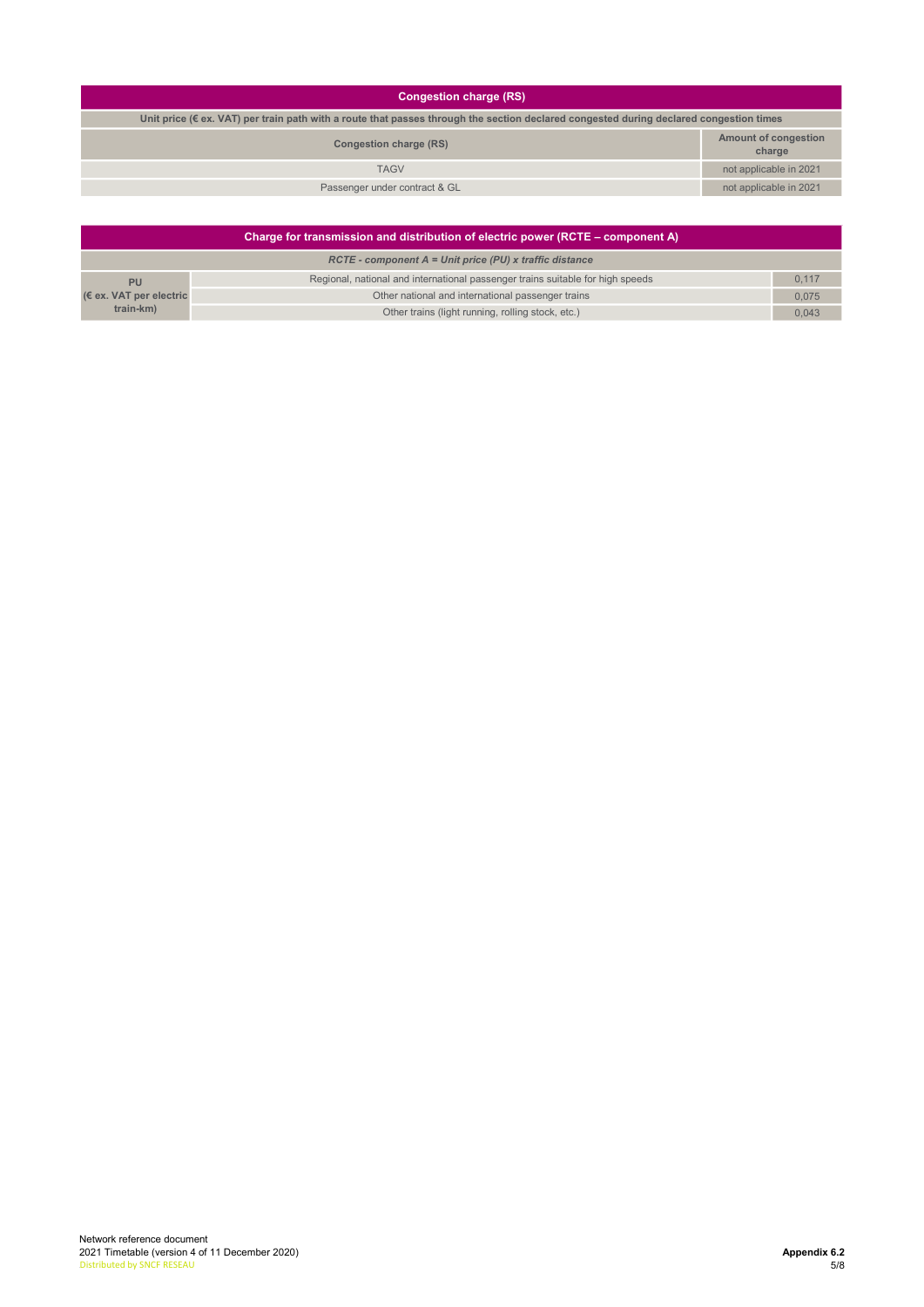| Congestion charge (RS) | |
|---|---|
| Unit price (€ ex. VAT) per train path with a route that passes through the section declared congested during declared congestion times | |
| **Congestion charge (RS)** | **Amount of congestion charge** |
| TAGV | not applicable in 2021 |
| Passenger under contract & GL | not applicable in 2021 |

| Charge for transmission and distribution of electric power (RCTE – component A) | | |
|---|---|---|
| *RCTE - component A = Unit price (PU) x traffic distance* | | |
| **PU (€ ex. VAT per electric train-km)** | Regional, national and international passenger trains suitable for high speeds | 0,117 |
| | Other national and international passenger trains | 0,075 |
| | Other trains (light running, rolling stock, etc.) | 0,043 |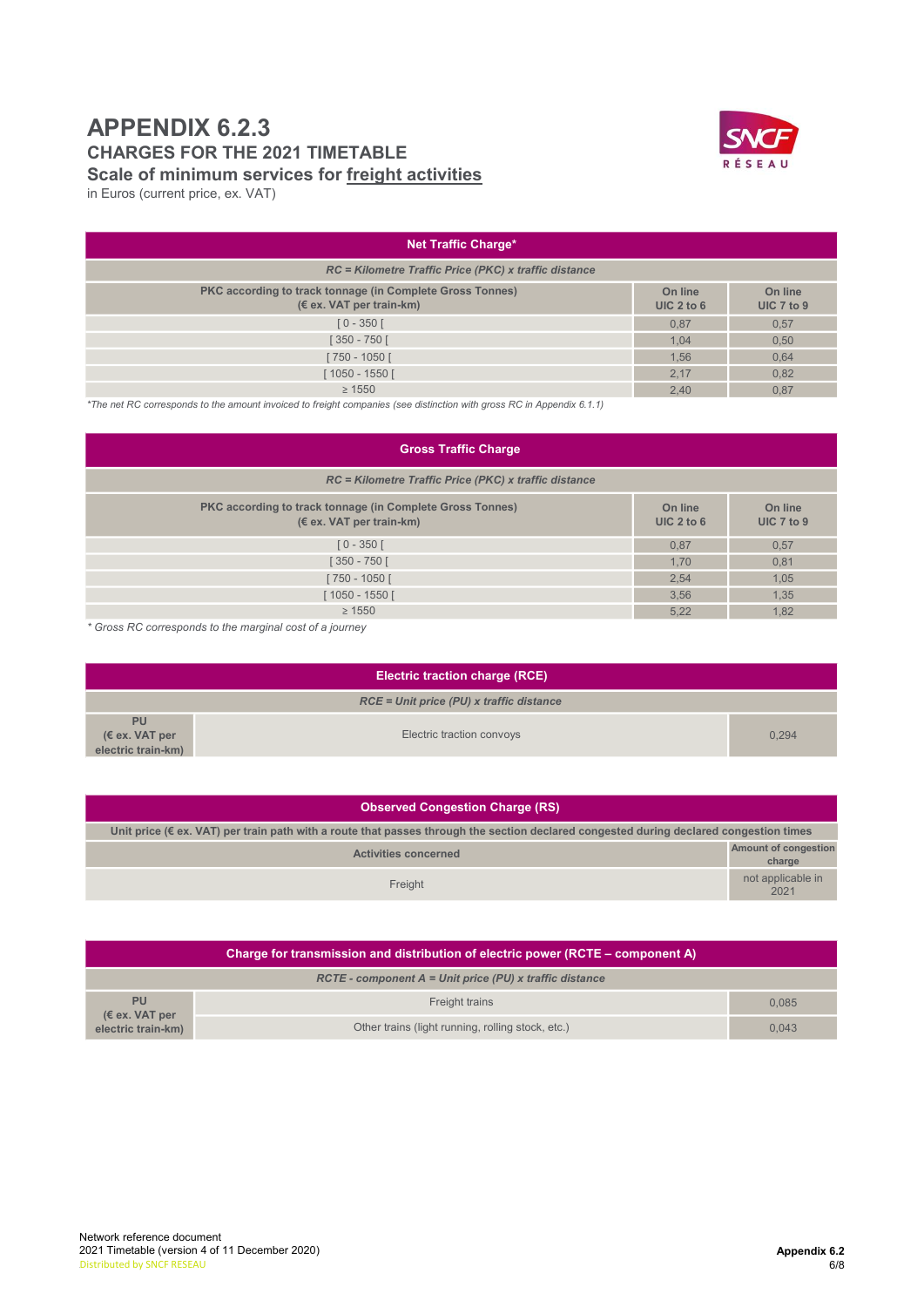# APPENDIX 6.2.3

## CHARGES FOR THE 2021 TIMETABLE

### Scale of minimum services for freight activities

in Euros (current price, ex. VAT)

| Net Traffic Charge* | | |
|---|---|---|
| *RC = Kilometre Traffic Price (PKC) x traffic distance* | | |
| **PKC according to track tonnage (in Complete Gross Tonnes) (€ ex. VAT per train-km)** | **On line UIC 2 to 6** | **On line UIC 7 to 9** |
| [ 0 - 350 [ | 0,87 | 0,57 |
| [ 350 - 750 [ | 1,04 | 0,50 |
| [ 750 - 1050 [ | 1,56 | 0,64 |
| [ 1050 - 1550 [ | 2,17 | 0,82 |
| ≥ 1550 | 2,40 | 0,87 |

*\*The net RC corresponds to the amount invoiced to freight companies (see distinction with gross RC in Appendix 6.1.1)*

| Gross Traffic Charge | | |
|---|---|---|
| *RC = Kilometre Traffic Price (PKC) x traffic distance* | | |
| **PKC according to track tonnage (in Complete Gross Tonnes) (€ ex. VAT per train-km)** | **On line UIC 2 to 6** | **On line UIC 7 to 9** |
| [ 0 - 350 [ | 0,87 | 0,57 |
| [ 350 - 750 [ | 1,70 | 0,81 |
| [ 750 - 1050 [ | 2,54 | 1,05 |
| [ 1050 - 1550 [ | 3,56 | 1,35 |
| ≥ 1550 | 5,22 | 1,82 |

*\* Gross RC corresponds to the marginal cost of a journey*

| Electric traction charge (RCE) | | |
|---|---|---|
| *RCE = Unit price (PU) x traffic distance* | | |
| **PU (€ ex. VAT per electric train-km)** | Electric traction convoys | 0,294 |

| Observed Congestion Charge (RS) | |
|---|---|
| **Unit price (€ ex. VAT) per train path with a route that passes through the section declared congested during declared congestion times** | |
| **Activities concerned** | **Amount of congestion charge** |
| Freight | not applicable in 2021 |

| Charge for transmission and distribution of electric power (RCTE – component A) | | |
|---|---|---|
| *RCTE - component A = Unit price (PU) x traffic distance* | | |
| **PU (€ ex. VAT per electric train-km)** | Freight trains | 0,085 |
| | Other trains (light running, rolling stock, etc.) | 0,043 |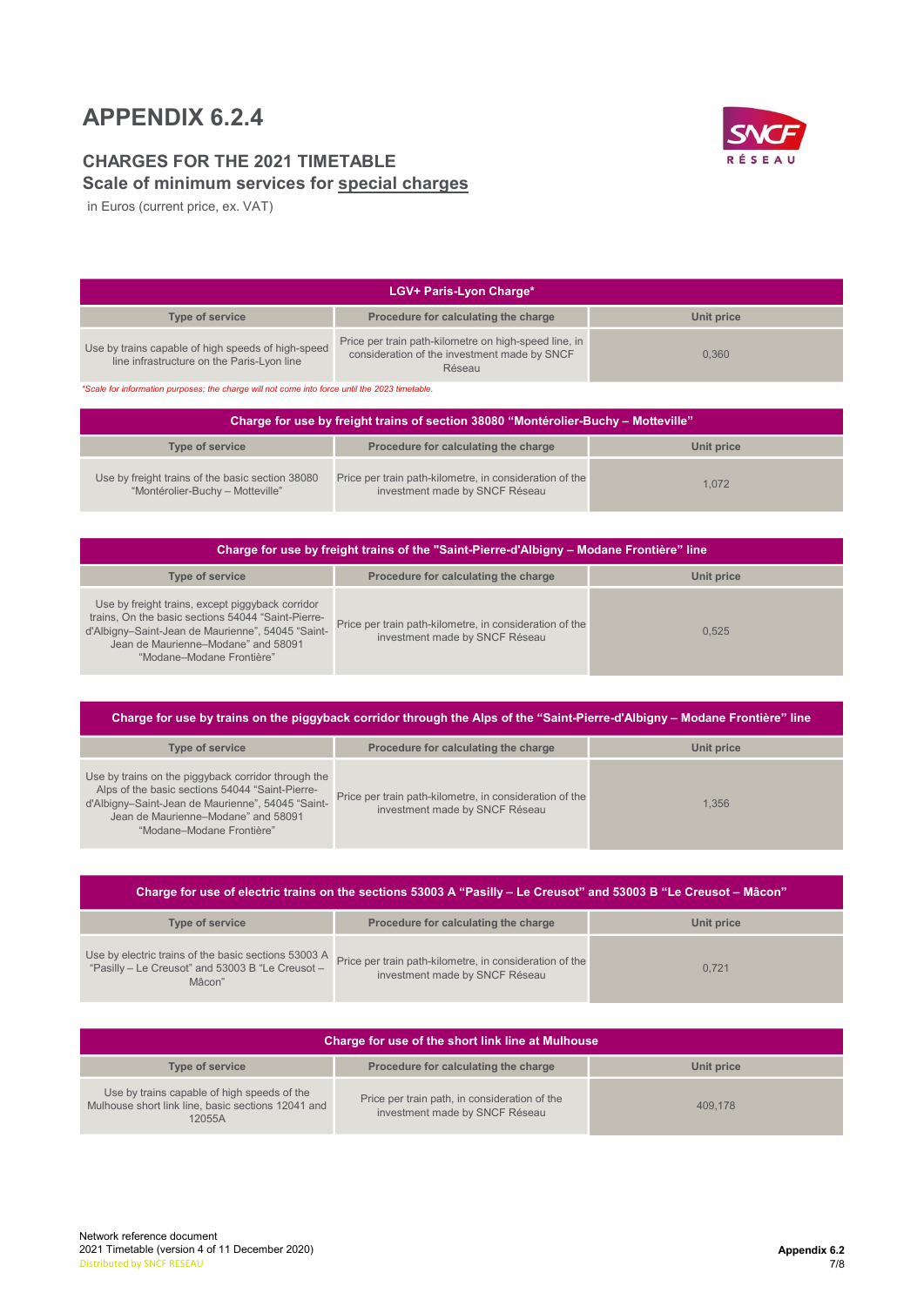# APPENDIX 6.2.4

## CHARGES FOR THE 2021 TIMETABLE

## Scale of minimum services for special charges

in Euros (current price, ex. VAT)

| LGV+ Paris-Lyon Charge* | | |
|---|---|---|
| **Type of service** | **Procedure for calculating the charge** | **Unit price** |
| Use by trains capable of high speeds of high-speed line infrastructure on the Paris-Lyon line | Price per train path-kilometre on high-speed line, in consideration of the investment made by SNCF Réseau | 0,360 |

*\*Scale for information purposes; the charge will not come into force until the 2023 timetable.*

| Charge for use by freight trains of section 38080 "Montérolier-Buchy – Motteville" | | |
|---|---|---|
| **Type of service** | **Procedure for calculating the charge** | **Unit price** |
| Use by freight trains of the basic section 38080 "Montérolier-Buchy – Motteville" | Price per train path-kilometre, in consideration of the investment made by SNCF Réseau | 1,072 |

| Charge for use by freight trains of the "Saint-Pierre-d'Albigny – Modane Frontière" line | | |
|---|---|---|
| **Type of service** | **Procedure for calculating the charge** | **Unit price** |
| Use by freight trains, except piggyback corridor trains, On the basic sections 54044 "Saint-Pierre-d'Albigny–Saint-Jean de Maurienne", 54045 "Saint-Jean de Maurienne–Modane" and 58091 "Modane–Modane Frontière" | Price per train path-kilometre, in consideration of the investment made by SNCF Réseau | 0,525 |

| Charge for use by trains on the piggyback corridor through the Alps of the "Saint-Pierre-d'Albigny – Modane Frontière" line | | |
|---|---|---|
| **Type of service** | **Procedure for calculating the charge** | **Unit price** |
| Use by trains on the piggyback corridor through the Alps of the basic sections 54044 "Saint-Pierre-d'Albigny–Saint-Jean de Maurienne", 54045 "Saint-Jean de Maurienne–Modane" and 58091 "Modane–Modane Frontière" | Price per train path-kilometre, in consideration of the investment made by SNCF Réseau | 1,356 |

| Charge for use of electric trains on the sections 53003 A "Pasilly – Le Creusot" and 53003 B "Le Creusot – Mâcon" | | |
|---|---|---|
| **Type of service** | **Procedure for calculating the charge** | **Unit price** |
| Use by electric trains of the basic sections 53003 A "Pasilly – Le Creusot" and 53003 B "Le Creusot – Mâcon" | Price per train path-kilometre, in consideration of the investment made by SNCF Réseau | 0,721 |

| Charge for use of the short link line at Mulhouse | | |
|---|---|---|
| **Type of service** | **Procedure for calculating the charge** | **Unit price** |
| Use by trains capable of high speeds of the Mulhouse short link line, basic sections 12041 and 12055A | Price per train path, in consideration of the investment made by SNCF Réseau | 409,178 |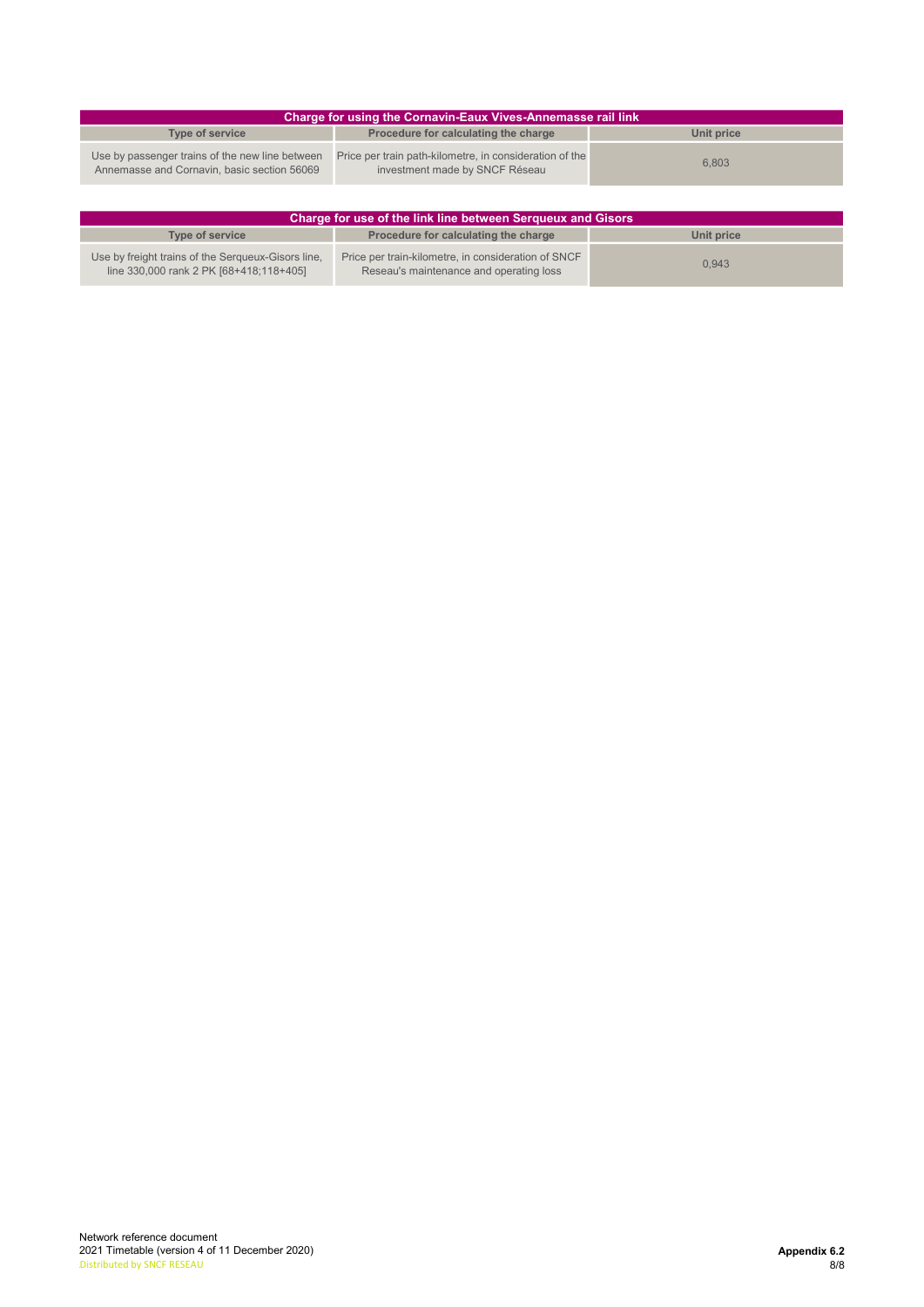| Charge for using the Cornavin-Eaux Vives-Annemasse rail link | | |
|---|---|---|
| **Type of service** | **Procedure for calculating the charge** | **Unit price** |
| Use by passenger trains of the new line between Annemasse and Cornavin, basic section 56069 | Price per train path-kilometre, in consideration of the investment made by SNCF Réseau | 6,803 |

| Charge for use of the link line between Serqueux and Gisors | | |
|---|---|---|
| **Type of service** | **Procedure for calculating the charge** | **Unit price** |
| Use by freight trains of the Serqueux-Gisors line, line 330,000 rank 2 PK [68+418;118+405] | Price per train-kilometre, in consideration of SNCF Reseau's maintenance and operating loss | 0,943 |